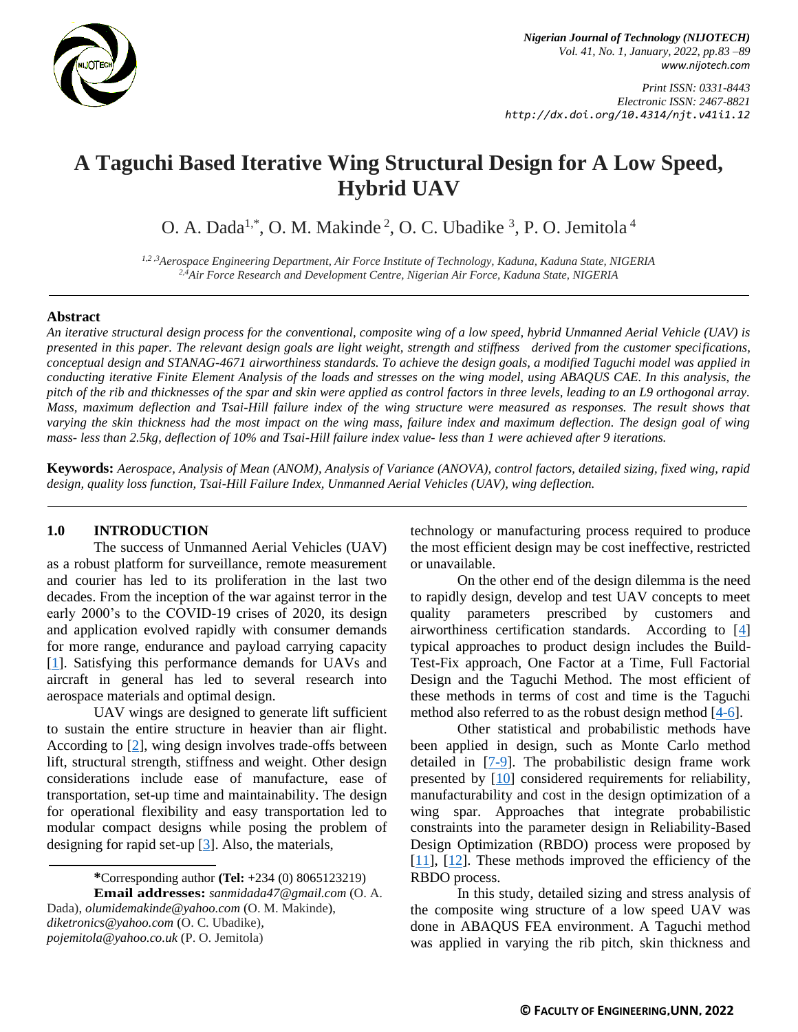# A Taguchi Based Iterative Wing Structural Design for A Low Speed, Hybrid UAV

O. A. Dada[1,*], O. M. Makinde[2], O. C. Ubadike[3], P. O. Jemitola[4]

[1,2,3]*Aerospace Engineering Department, Air Force Institute of Technology, Kaduna, Kaduna State, NIGERIA*
[2,4]*Air Force Research and Development Centre, Nigerian Air Force, Kaduna State, NIGERIA*

## Abstract

*An iterative structural design process for the conventional, composite wing of a low speed, hybrid Unmanned Aerial Vehicle (UAV) is presented in this paper. The relevant design goals are light weight, strength and stiffness derived from the customer specifications, conceptual design and STANAG-4671 airworthiness standards. To achieve the design goals, a modified Taguchi model was applied in conducting iterative Finite Element Analysis of the loads and stresses on the wing model, using ABAQUS CAE. In this analysis, the pitch of the rib and thicknesses of the spar and skin were applied as control factors in three levels, leading to an L9 orthogonal array. Mass, maximum deflection and Tsai-Hill failure index of the wing structure were measured as responses. The result shows that varying the skin thickness had the most impact on the wing mass, failure index and maximum deflection. The design goal of wing mass- less than 2.5kg, deflection of 10% and Tsai-Hill failure index value- less than 1 were achieved after 9 iterations.*

**Keywords:** *Aerospace, Analysis of Mean (ANOM), Analysis of Variance (ANOVA), control factors, detailed sizing, fixed wing, rapid design, quality loss function, Tsai-Hill Failure Index, Unmanned Aerial Vehicles (UAV), wing deflection.*

## 1.0 INTRODUCTION

The success of Unmanned Aerial Vehicles (UAV) as a robust platform for surveillance, remote measurement and courier has led to its proliferation in the last two decades. From the inception of the war against terror in the early 2000's to the COVID-19 crises of 2020, its design and application evolved rapidly with consumer demands for more range, endurance and payload carrying capacity [1]. Satisfying this performance demands for UAVs and aircraft in general has led to several research into aerospace materials and optimal design.

UAV wings are designed to generate lift sufficient to sustain the entire structure in heavier than air flight. According to [2], wing design involves trade-offs between lift, structural strength, stiffness and weight. Other design considerations include ease of manufacture, ease of transportation, set-up time and maintainability. The design for operational flexibility and easy transportation led to modular compact designs while posing the problem of designing for rapid set-up [3]. Also, the materials, technology or manufacturing process required to produce the most efficient design may be cost ineffective, restricted or unavailable.

On the other end of the design dilemma is the need to rapidly design, develop and test UAV concepts to meet quality parameters prescribed by customers and airworthiness certification standards. According to [4] typical approaches to product design includes the Build-Test-Fix approach, One Factor at a Time, Full Factorial Design and the Taguchi Method. The most efficient of these methods in terms of cost and time is the Taguchi method also referred to as the robust design method [4-6].

Other statistical and probabilistic methods have been applied in design, such as Monte Carlo method detailed in [7-9]. The probabilistic design frame work presented by [10] considered requirements for reliability, manufacturability and cost in the design optimization of a wing spar. Approaches that integrate probabilistic constraints into the parameter design in Reliability-Based Design Optimization (RBDO) process were proposed by [11], [12]. These methods improved the efficiency of the RBDO process.

In this study, detailed sizing and stress analysis of the composite wing structure of a low speed UAV was done in ABAQUS FEA environment. A Taguchi method was applied in varying the rib pitch, skin thickness and

---

***Corresponding author **(Tel:** +234 (0) 8065123219)
**Email addresses:** *sanmidada47@gmail.com* (O. A. Dada), *olumidemakinde@yahoo.com* (O. M. Makinde), *diketronics@yahoo.com* (O. C. Ubadike), *pojemitola@yahoo.co.uk* (P. O. Jemitola)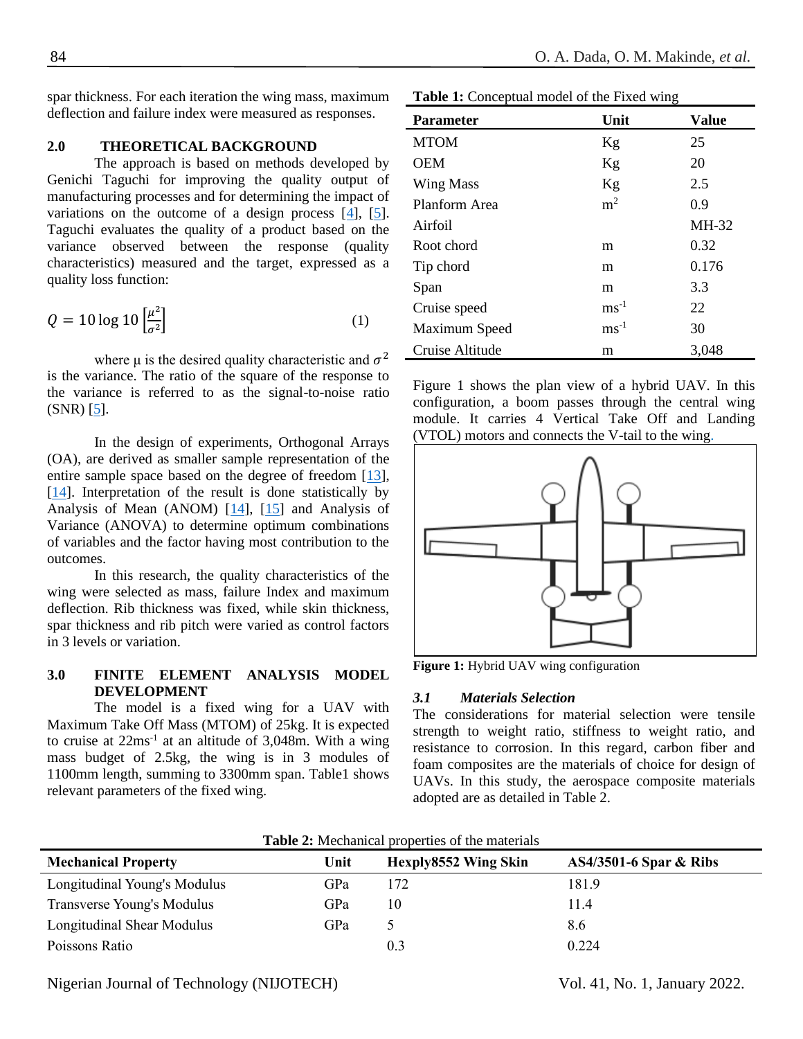spar thickness. For each iteration the wing mass, maximum deflection and failure index were measured as responses.

## 2.0 THEORETICAL BACKGROUND

The approach is based on methods developed by Genichi Taguchi for improving the quality output of manufacturing processes and for determining the impact of variations on the outcome of a design process [4], [5]. Taguchi evaluates the quality of a product based on the variance observed between the response (quality characteristics) measured and the target, expressed as a quality loss function:

$$Q = 10 \log 10 \left[\frac{\mu^2}{\sigma^2}\right] \qquad (1)$$

where μ is the desired quality characteristic and $\sigma^2$ is the variance. The ratio of the square of the response to the variance is referred to as the signal-to-noise ratio (SNR) [5].

In the design of experiments, Orthogonal Arrays (OA), are derived as smaller sample representation of the entire sample space based on the degree of freedom [13], [14]. Interpretation of the result is done statistically by Analysis of Mean (ANOM) [14], [15] and Analysis of Variance (ANOVA) to determine optimum combinations of variables and the factor having most contribution to the outcomes.

In this research, the quality characteristics of the wing were selected as mass, failure Index and maximum deflection. Rib thickness was fixed, while skin thickness, spar thickness and rib pitch were varied as control factors in 3 levels or variation.

## 3.0 FINITE ELEMENT ANALYSIS MODEL DEVELOPMENT

The model is a fixed wing for a UAV with Maximum Take Off Mass (MTOM) of 25kg. It is expected to cruise at 22ms$^{-1}$ at an altitude of 3,048m. With a wing mass budget of 2.5kg, the wing is in 3 modules of 1100mm length, summing to 3300mm span. Table1 shows relevant parameters of the fixed wing.

**Table 1:** Conceptual model of the Fixed wing

| Parameter | Unit | Value |
|---|---|---|
| MTOM | Kg | 25 |
| OEM | Kg | 20 |
| Wing Mass | Kg | 2.5 |
| Planform Area | m$^2$ | 0.9 |
| Airfoil | | MH-32 |
| Root chord | m | 0.32 |
| Tip chord | m | 0.176 |
| Span | m | 3.3 |
| Cruise speed | ms$^{-1}$ | 22 |
| Maximum Speed | ms$^{-1}$ | 30 |
| Cruise Altitude | m | 3,048 |

Figure 1 shows the plan view of a hybrid UAV. In this configuration, a boom passes through the central wing module. It carries 4 Vertical Take Off and Landing (VTOL) motors and connects the V-tail to the wing.

**Figure 1:** Hybrid UAV wing configuration

### 3.1 *Materials Selection*

The considerations for material selection were tensile strength to weight ratio, stiffness to weight ratio, and resistance to corrosion. In this regard, carbon fiber and foam composites are the materials of choice for design of UAVs. In this study, the aerospace composite materials adopted are as detailed in Table 2.

**Table 2:** Mechanical properties of the materials

| Mechanical Property | Unit | Hexply8552 Wing Skin | AS4/3501-6 Spar & Ribs |
|---|---|---|---|
| Longitudinal Young's Modulus | GPa | 172 | 181.9 |
| Transverse Young's Modulus | GPa | 10 | 11.4 |
| Longitudinal Shear Modulus | GPa | 5 | 8.6 |
| Poissons Ratio | | 0.3 | 0.224 |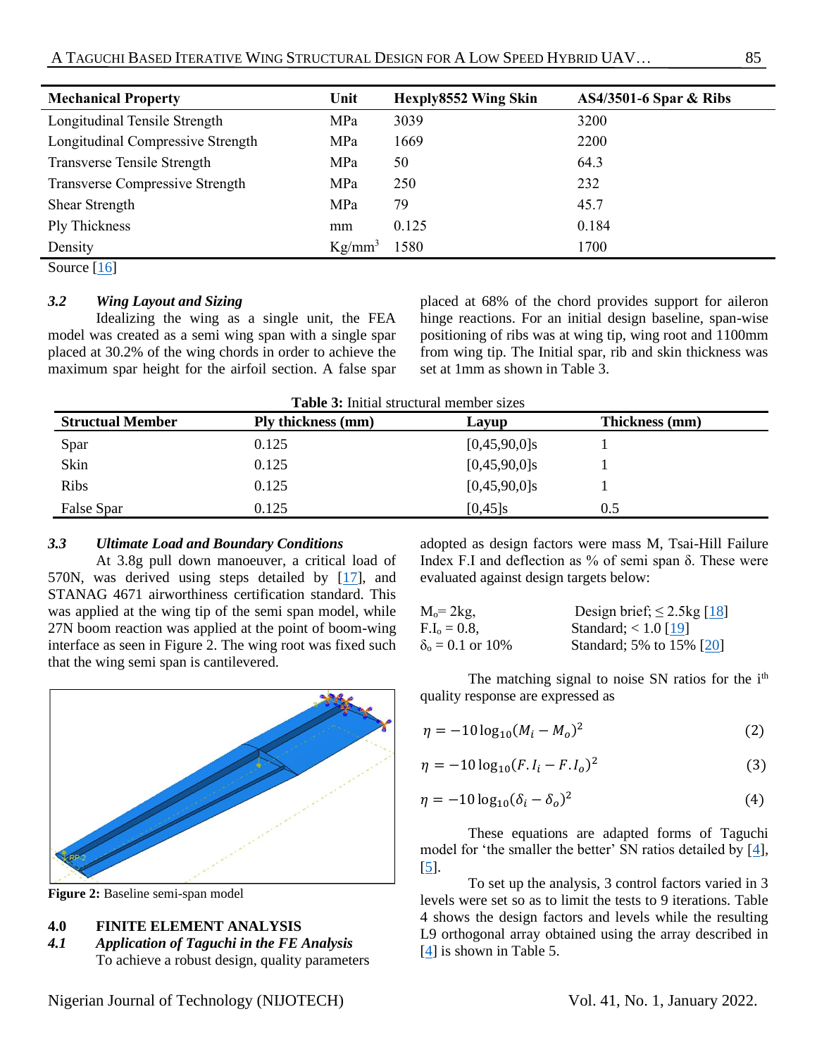| Mechanical Property | Unit | Hexply8552 Wing Skin | AS4/3501-6 Spar & Ribs |
|---|---|---|---|
| Longitudinal Tensile Strength | MPa | 3039 | 3200 |
| Longitudinal Compressive Strength | MPa | 1669 | 2200 |
| Transverse Tensile Strength | MPa | 50 | 64.3 |
| Transverse Compressive Strength | MPa | 250 | 232 |
| Shear Strength | MPa | 79 | 45.7 |
| Ply Thickness | mm | 0.125 | 0.184 |
| Density | Kg/mm$^3$ | 1580 | 1700 |

Source [16]

### 3.2 Wing Layout and Sizing

Idealizing the wing as a single unit, the FEA model was created as a semi wing span with a single spar placed at 30.2% of the wing chords in order to achieve the maximum spar height for the airfoil section. A false spar placed at 68% of the chord provides support for aileron hinge reactions. For an initial design baseline, span-wise positioning of ribs was at wing tip, wing root and 1100mm from wing tip. The Initial spar, rib and skin thickness was set at 1mm as shown in Table 3.

**Table 3:** Initial structural member sizes

| Structual Member | Ply thickness (mm) | Layup | Thickness (mm) |
|---|---|---|---|
| Spar | 0.125 | [0,45,90,0]s | 1 |
| Skin | 0.125 | [0,45,90,0]s | 1 |
| Ribs | 0.125 | [0,45,90,0]s | 1 |
| False Spar | 0.125 | [0,45]s | 0.5 |

### 3.3 Ultimate Load and Boundary Conditions

At 3.8g pull down manoeuver, a critical load of 570N, was derived using steps detailed by [17], and STANAG 4671 airworthiness certification standard. This was applied at the wing tip of the semi span model, while 27N boom reaction was applied at the point of boom-wing interface as seen in Figure 2. The wing root was fixed such that the wing semi span is cantilevered.

**Figure 2:** Baseline semi-span model

## 4.0 FINITE ELEMENT ANALYSIS

### 4.1 Application of Taguchi in the FE Analysis

To achieve a robust design, quality parameters adopted as design factors were mass M, Tsai-Hill Failure Index F.I and deflection as % of semi span δ. These were evaluated against design targets below:

$M_o$= 2kg, Design brief; ≤ 2.5kg [18]
F.I$_o$ = 0.8, Standard; < 1.0 [19]
$\delta_o$ = 0.1 or 10% Standard; 5% to 15% [20]

The matching signal to noise SN ratios for the i$^{th}$ quality response are expressed as

$$\eta = -10\log_{10}(M_i - M_o)^2 \quad (2)$$

$$\eta = -10\log_{10}(F.I_i - F.I_o)^2 \quad (3)$$

$$\eta = -10\log_{10}(\delta_i - \delta_o)^2 \quad (4)$$

These equations are adapted forms of Taguchi model for 'the smaller the better' SN ratios detailed by [4], [5].

To set up the analysis, 3 control factors varied in 3 levels were set so as to limit the tests to 9 iterations. Table 4 shows the design factors and levels while the resulting L9 orthogonal array obtained using the array described in [4] is shown in Table 5.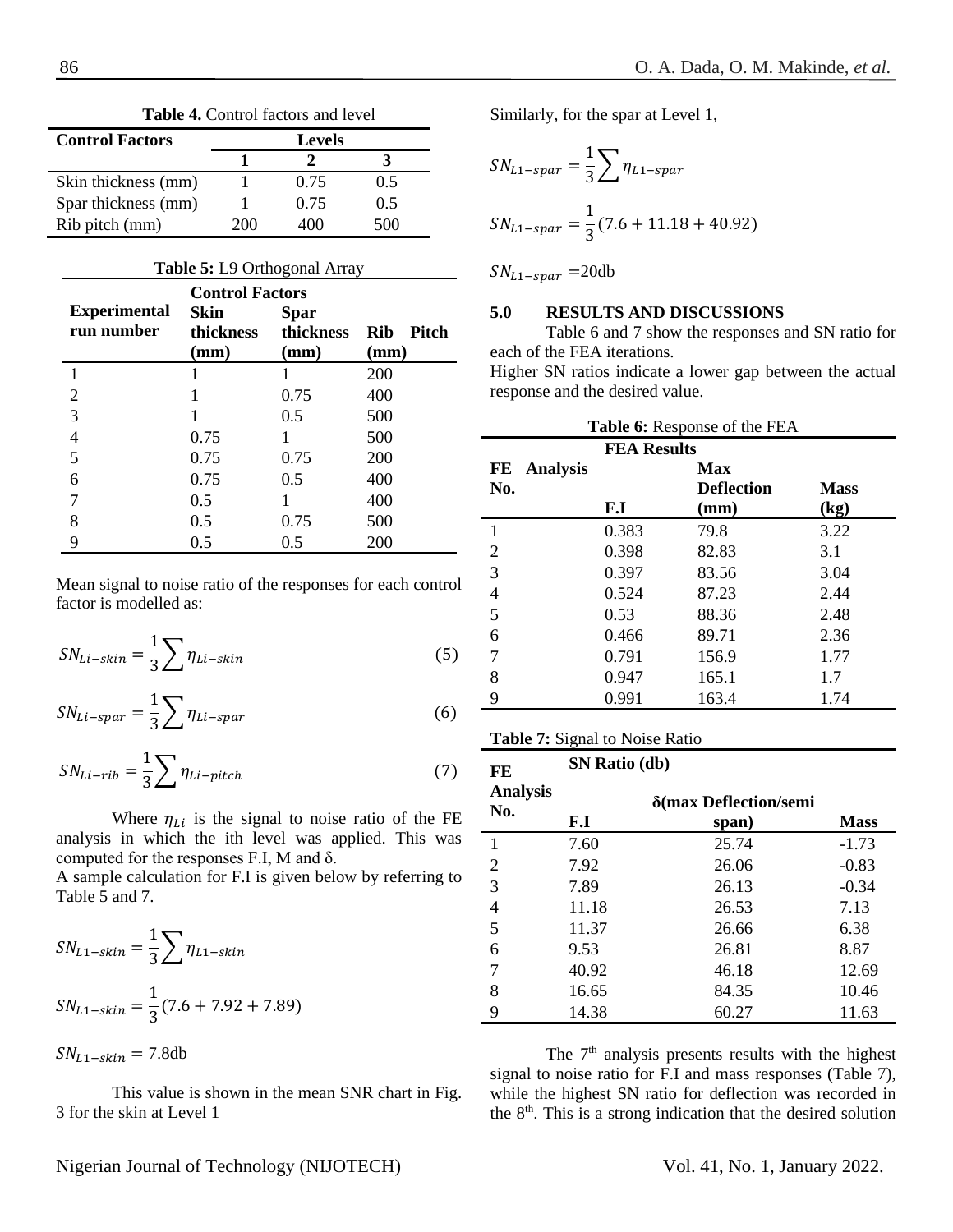**Table 4.** Control factors and level

| Control Factors | Levels | | |
|---|---|---|---|
| | 1 | 2 | 3 |
| Skin thickness (mm) | 1 | 0.75 | 0.5 |
| Spar thickness (mm) | 1 | 0.75 | 0.5 |
| Rib pitch (mm) | 200 | 400 | 500 |

**Table 5:** L9 Orthogonal Array

| Experimental run number | Control Factors | | |
|---|---|---|---|
| | Skin thickness (mm) | Spar thickness (mm) | Rib Pitch (mm) |
| 1 | 1 | 1 | 200 |
| 2 | 1 | 0.75 | 400 |
| 3 | 1 | 0.5 | 500 |
| 4 | 0.75 | 1 | 500 |
| 5 | 0.75 | 0.75 | 200 |
| 6 | 0.75 | 0.5 | 400 |
| 7 | 0.5 | 1 | 400 |
| 8 | 0.5 | 0.75 | 500 |
| 9 | 0.5 | 0.5 | 200 |

Mean signal to noise ratio of the responses for each control factor is modelled as:

$$SN_{Li-skin} = \frac{1}{3}\sum \eta_{Li-skin} \tag{5}$$

$$SN_{Li-spar} = \frac{1}{3}\sum \eta_{Li-spar} \tag{6}$$

$$SN_{Li-rib} = \frac{1}{3}\sum \eta_{Li-pitch} \tag{7}$$

Where $\eta_{Li}$ is the signal to noise ratio of the FE analysis in which the ith level was applied. This was computed for the responses F.I, M and δ.

A sample calculation for F.I is given below by referring to Table 5 and 7.

$$SN_{L1-skin} = \frac{1}{3}\sum \eta_{L1-skin}$$

$$SN_{L1-skin} = \frac{1}{3}(7.6 + 7.92 + 7.89)$$

$$SN_{L1-skin} = 7.8\text{db}$$

This value is shown in the mean SNR chart in Fig. 3 for the skin at Level 1

Similarly, for the spar at Level 1,

$$SN_{L1-spar} = \frac{1}{3}\sum \eta_{L1-spar}$$

$$SN_{L1-spar} = \frac{1}{3}(7.6 + 11.18 + 40.92)$$

$$SN_{L1-spar} = 20\text{db}$$

## 5.0 RESULTS AND DISCUSSIONS

Table 6 and 7 show the responses and SN ratio for each of the FEA iterations.

Higher SN ratios indicate a lower gap between the actual response and the desired value.

**Table 6:** Response of the FEA

| FE Analysis No. | FEA Results | | |
|---|---|---|---|
| | F.I | Max Deflection (mm) | Mass (kg) |
| 1 | 0.383 | 79.8 | 3.22 |
| 2 | 0.398 | 82.83 | 3.1 |
| 3 | 0.397 | 83.56 | 3.04 |
| 4 | 0.524 | 87.23 | 2.44 |
| 5 | 0.53 | 88.36 | 2.48 |
| 6 | 0.466 | 89.71 | 2.36 |
| 7 | 0.791 | 156.9 | 1.77 |
| 8 | 0.947 | 165.1 | 1.7 |
| 9 | 0.991 | 163.4 | 1.74 |

**Table 7:** Signal to Noise Ratio

| FE Analysis No. | SN Ratio (db) | | |
|---|---|---|---|
| | F.I | δ(max Deflection/semi span) | Mass |
| 1 | 7.60 | 25.74 | -1.73 |
| 2 | 7.92 | 26.06 | -0.83 |
| 3 | 7.89 | 26.13 | -0.34 |
| 4 | 11.18 | 26.53 | 7.13 |
| 5 | 11.37 | 26.66 | 6.38 |
| 6 | 9.53 | 26.81 | 8.87 |
| 7 | 40.92 | 46.18 | 12.69 |
| 8 | 16.65 | 84.35 | 10.46 |
| 9 | 14.38 | 60.27 | 11.63 |

The 7th analysis presents results with the highest signal to noise ratio for F.I and mass responses (Table 7), while the highest SN ratio for deflection was recorded in the 8th. This is a strong indication that the desired solution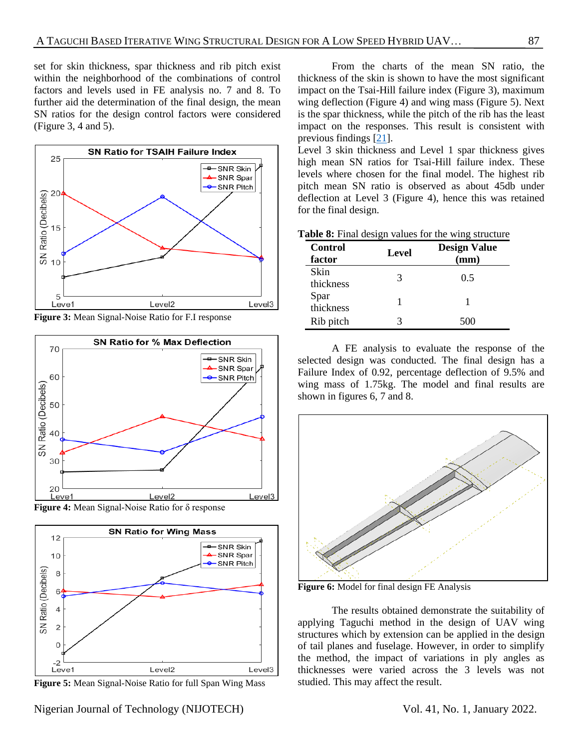set for skin thickness, spar thickness and rib pitch exist within the neighborhood of the combinations of control factors and levels used in FE analysis no. 7 and 8. To further aid the determination of the final design, the mean SN ratios for the design control factors were considered (Figure 3, 4 and 5).

**Figure 3:** Mean Signal-Noise Ratio for F.I response

**Figure 4:** Mean Signal-Noise Ratio for δ response

**Figure 5:** Mean Signal-Noise Ratio for full Span Wing Mass

From the charts of the mean SN ratio, the thickness of the skin is shown to have the most significant impact on the Tsai-Hill failure index (Figure 3), maximum wing deflection (Figure 4) and wing mass (Figure 5). Next is the spar thickness, while the pitch of the rib has the least impact on the responses. This result is consistent with previous findings [21].

Level 3 skin thickness and Level 1 spar thickness gives high mean SN ratios for Tsai-Hill failure index. These levels where chosen for the final model. The highest rib pitch mean SN ratio is observed as about 45db under deflection at Level 3 (Figure 4), hence this was retained for the final design.

**Table 8:** Final design values for the wing structure

| Control factor | Level | Design Value (mm) |
|---|---|---|
| Skin thickness | 3 | 0.5 |
| Spar thickness | 1 | 1 |
| Rib pitch | 3 | 500 |

A FE analysis to evaluate the response of the selected design was conducted. The final design has a Failure Index of 0.92, percentage deflection of 9.5% and wing mass of 1.75kg. The model and final results are shown in figures 6, 7 and 8.

**Figure 6:** Model for final design FE Analysis

The results obtained demonstrate the suitability of applying Taguchi method in the design of UAV wing structures which by extension can be applied in the design of tail planes and fuselage. However, in order to simplify the method, the impact of variations in ply angles as thicknesses were varied across the 3 levels was not studied. This may affect the result.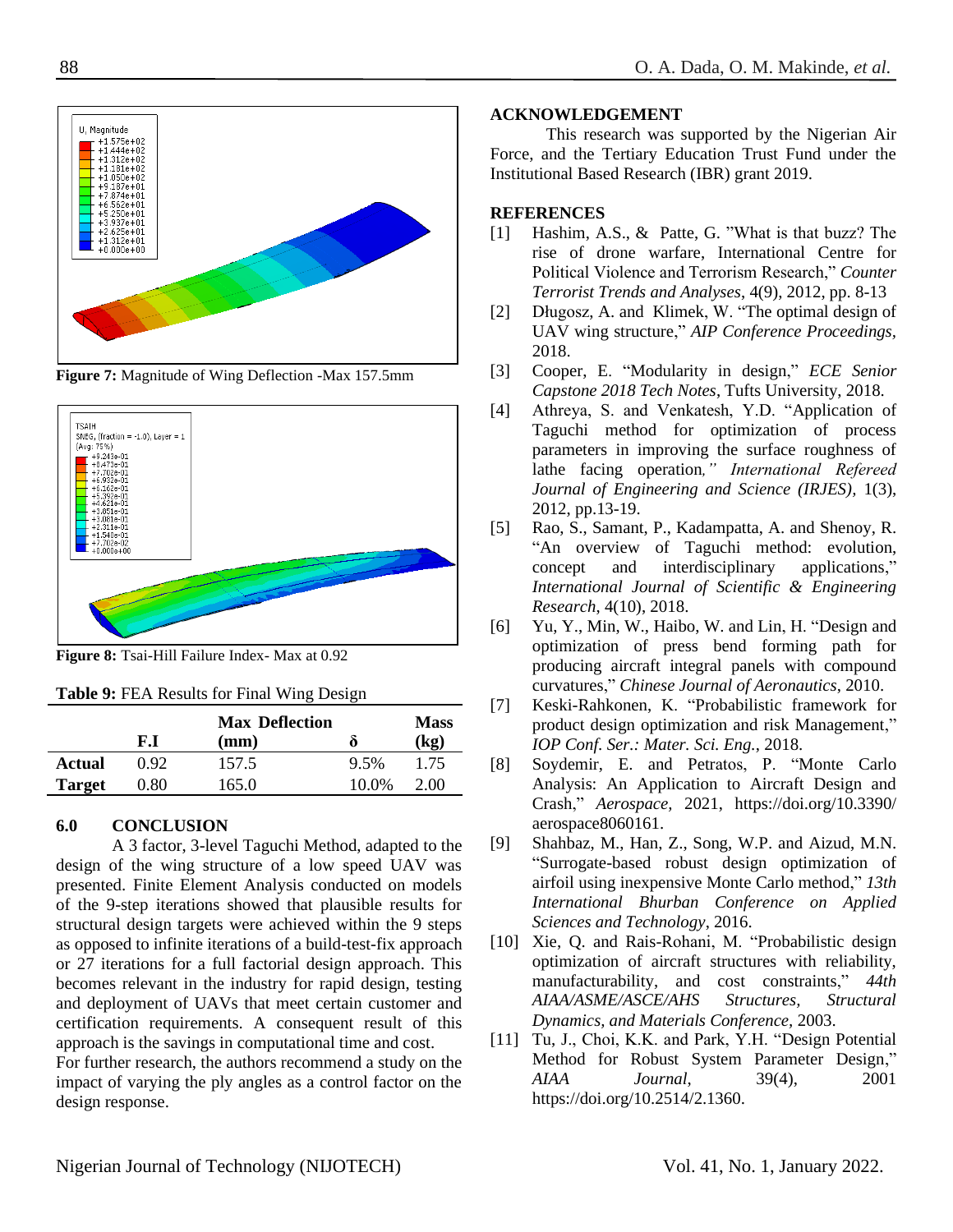Figure 7: Magnitude of Wing Deflection -Max 157.5mm

Figure 8: Tsai-Hill Failure Index- Max at 0.92

**Table 9:** FEA Results for Final Wing Design

| | F.I | Max Deflection (mm) | δ | Mass (kg) |
|---|---|---|---|---|
| **Actual** | 0.92 | 157.5 | 9.5% | 1.75 |
| **Target** | 0.80 | 165.0 | 10.0% | 2.00 |

## 6.0 CONCLUSION

A 3 factor, 3-level Taguchi Method, adapted to the design of the wing structure of a low speed UAV was presented. Finite Element Analysis conducted on models of the 9-step iterations showed that plausible results for structural design targets were achieved within the 9 steps as opposed to infinite iterations of a build-test-fix approach or 27 iterations for a full factorial design approach. This becomes relevant in the industry for rapid design, testing and deployment of UAVs that meet certain customer and certification requirements. A consequent result of this approach is the savings in computational time and cost.

For further research, the authors recommend a study on the impact of varying the ply angles as a control factor on the design response.

## ACKNOWLEDGEMENT

This research was supported by the Nigerian Air Force, and the Tertiary Education Trust Fund under the Institutional Based Research (IBR) grant 2019.

## REFERENCES

[1] Hashim, A.S., & Patte, G. "What is that buzz? The rise of drone warfare, International Centre for Political Violence and Terrorism Research," *Counter Terrorist Trends and Analyses*, 4(9), 2012, pp. 8-13

[2] Długosz, A. and Klimek, W. "The optimal design of UAV wing structure," *AIP Conference Proceedings*, 2018.

[3] Cooper, E. "Modularity in design," *ECE Senior Capstone 2018 Tech Notes*, Tufts University, 2018.

[4] Athreya, S. and Venkatesh, Y.D. "Application of Taguchi method for optimization of process parameters in improving the surface roughness of lathe facing operation," *International Refereed Journal of Engineering and Science (IRJES)*, 1(3), 2012, pp.13-19.

[5] Rao, S., Samant, P., Kadampatta, A. and Shenoy, R. "An overview of Taguchi method: evolution, concept and interdisciplinary applications," *International Journal of Scientific & Engineering Research*, 4(10), 2018.

[6] Yu, Y., Min, W., Haibo, W. and Lin, H. "Design and optimization of press bend forming path for producing aircraft integral panels with compound curvatures," *Chinese Journal of Aeronautics*, 2010.

[7] Keski-Rahkonen, K. "Probabilistic framework for product design optimization and risk Management," *IOP Conf. Ser.: Mater. Sci. Eng.*, 2018.

[8] Soydemir, E. and Petratos, P. "Monte Carlo Analysis: An Application to Aircraft Design and Crash," *Aerospace*, 2021, https://doi.org/10.3390/aerospace8060161.

[9] Shahbaz, M., Han, Z., Song, W.P. and Aizud, M.N. "Surrogate-based robust design optimization of airfoil using inexpensive Monte Carlo method," *13th International Bhurban Conference on Applied Sciences and Technology*, 2016.

[10] Xie, Q. and Rais-Rohani, M. "Probabilistic design optimization of aircraft structures with reliability, manufacturability, and cost constraints," *44th AIAA/ASME/ASCE/AHS Structures, Structural Dynamics, and Materials Conference*, 2003.

[11] Tu, J., Choi, K.K. and Park, Y.H. "Design Potential Method for Robust System Parameter Design," *AIAA Journal*, 39(4), 2001 https://doi.org/10.2514/2.1360.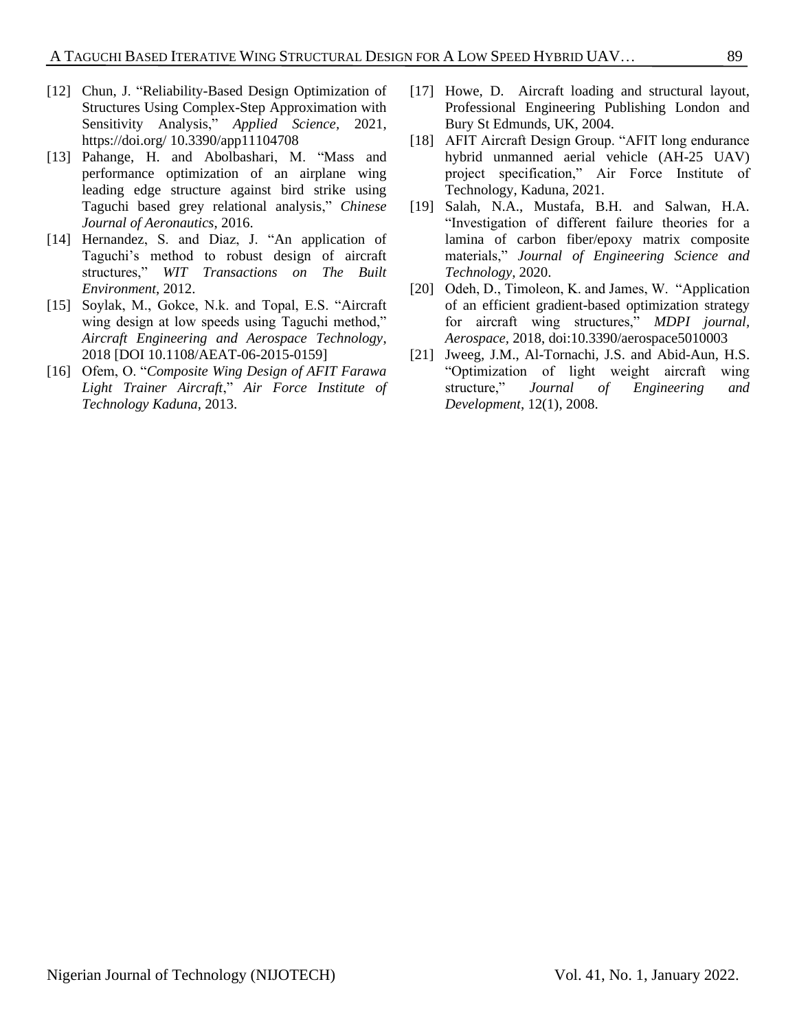[12] Chun, J. "Reliability-Based Design Optimization of Structures Using Complex-Step Approximation with Sensitivity Analysis," *Applied Science*, 2021, https://doi.org/ 10.3390/app11104708

[13] Pahange, H. and Abolbashari, M. "Mass and performance optimization of an airplane wing leading edge structure against bird strike using Taguchi based grey relational analysis," *Chinese Journal of Aeronautics*, 2016.

[14] Hernandez, S. and Diaz, J. "An application of Taguchi's method to robust design of aircraft structures," *WIT Transactions on The Built Environment*, 2012.

[15] Soylak, M., Gokce, N.k. and Topal, E.S. "Aircraft wing design at low speeds using Taguchi method," *Aircraft Engineering and Aerospace Technology*, 2018 [DOI 10.1108/AEAT-06-2015-0159]

[16] Ofem, O. "*Composite Wing Design of AFIT Farawa Light Trainer Aircraft*," *Air Force Institute of Technology Kaduna*, 2013.

[17] Howe, D. Aircraft loading and structural layout, Professional Engineering Publishing London and Bury St Edmunds, UK, 2004.

[18] AFIT Aircraft Design Group. "AFIT long endurance hybrid unmanned aerial vehicle (AH-25 UAV) project specification," Air Force Institute of Technology, Kaduna, 2021.

[19] Salah, N.A., Mustafa, B.H. and Salwan, H.A. "Investigation of different failure theories for a lamina of carbon fiber/epoxy matrix composite materials," *Journal of Engineering Science and Technology*, 2020.

[20] Odeh, D., Timoleon, K. and James, W. "Application of an efficient gradient-based optimization strategy for aircraft wing structures," *MDPI journal, Aerospace*, 2018, doi:10.3390/aerospace5010003

[21] Jweeg, J.M., Al-Tornachi, J.S. and Abid-Aun, H.S. "Optimization of light weight aircraft wing structure," *Journal of Engineering and Development*, 12(1), 2008.